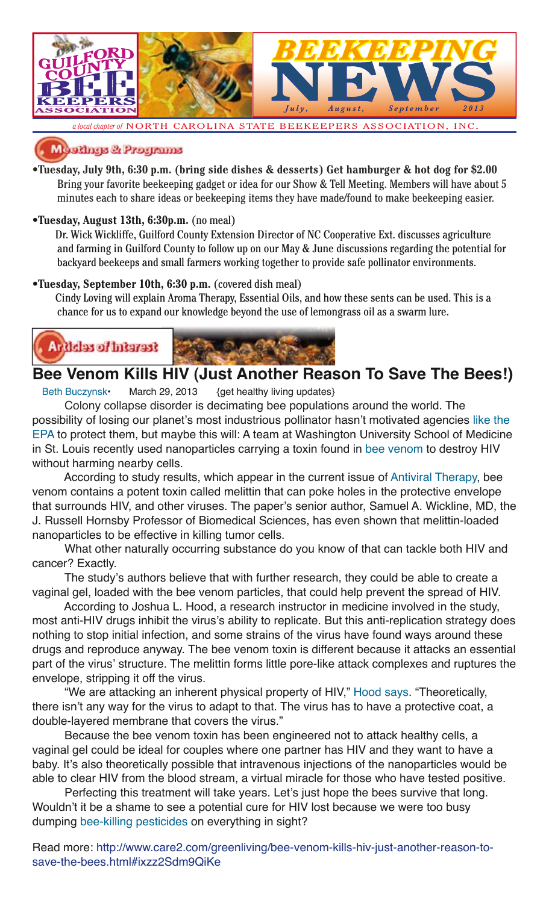# GUILFORD COUNTY BEE KEEPERS ASSOCIATION

# BEEKEEPING NEWS

*July, August, September 2013*

*a local chapter of* NORTH CAROLINA STATE BEEKEEPERS ASSOCIATION, INC.

## Meetings & Programs

- **Tuesday, July 9th, 6:30 p.m. (bring side dishes & desserts) Get hamburger & hot dog for $2.00**
  Bring your favorite beekeeping gadget or idea for our Show & Tell Meeting. Members will have about 5 minutes each to share ideas or beekeeping items they have made/found to make beekeeping easier.

- **Tuesday, August 13th, 6:30p.m.** (no meal)
  Dr. Wick Wickliffe, Guilford County Extension Director of NC Cooperative Ext. discusses agriculture and farming in Guilford County to follow up on our May & June discussions regarding the potential for backyard beekeeps and small farmers working together to provide safe pollinator environments.

- **Tuesday, September 10th, 6:30 p.m.** (covered dish meal)
  Cindy Loving will explain Aroma Therapy, Essential Oils, and how these sents can be used. This is a chance for us to expand our knowledge beyond the use of lemongrass oil as a swarm lure.

## Articles of Interest

### Bee Venom Kills HIV (Just Another Reason To Save The Bees!)

Beth Buczynsk• March 29, 2013 {get healthy living updates}

Colony collapse disorder is decimating bee populations around the world. The possibility of losing our planet's most industrious pollinator hasn't motivated agencies like the EPA to protect them, but maybe this will: A team at Washington University School of Medicine in St. Louis recently used nanoparticles carrying a toxin found in bee venom to destroy HIV without harming nearby cells.

According to study results, which appear in the current issue of Antiviral Therapy, bee venom contains a potent toxin called melittin that can poke holes in the protective envelope that surrounds HIV, and other viruses. The paper's senior author, Samuel A. Wickline, MD, the J. Russell Hornsby Professor of Biomedical Sciences, has even shown that melittin-loaded nanoparticles to be effective in killing tumor cells.

What other naturally occurring substance do you know of that can tackle both HIV and cancer? Exactly.

The study's authors believe that with further research, they could be able to create a vaginal gel, loaded with the bee venom particles, that could help prevent the spread of HIV.

According to Joshua L. Hood, a research instructor in medicine involved in the study, most anti-HIV drugs inhibit the virus's ability to replicate. But this anti-replication strategy does nothing to stop initial infection, and some strains of the virus have found ways around these drugs and reproduce anyway. The bee venom toxin is different because it attacks an essential part of the virus' structure. The melittin forms little pore-like attack complexes and ruptures the envelope, stripping it off the virus.

"We are attacking an inherent physical property of HIV," Hood says. "Theoretically, there isn't any way for the virus to adapt to that. The virus has to have a protective coat, a double-layered membrane that covers the virus."

Because the bee venom toxin has been engineered not to attack healthy cells, a vaginal gel could be ideal for couples where one partner has HIV and they want to have a baby. It's also theoretically possible that intravenous injections of the nanoparticles would be able to clear HIV from the blood stream, a virtual miracle for those who have tested positive.

Perfecting this treatment will take years. Let's just hope the bees survive that long. Wouldn't it be a shame to see a potential cure for HIV lost because we were too busy dumping bee-killing pesticides on everything in sight?

Read more: http://www.care2.com/greenliving/bee-venom-kills-hiv-just-another-reason-to-save-the-bees.html#ixzz2Sdm9QiKe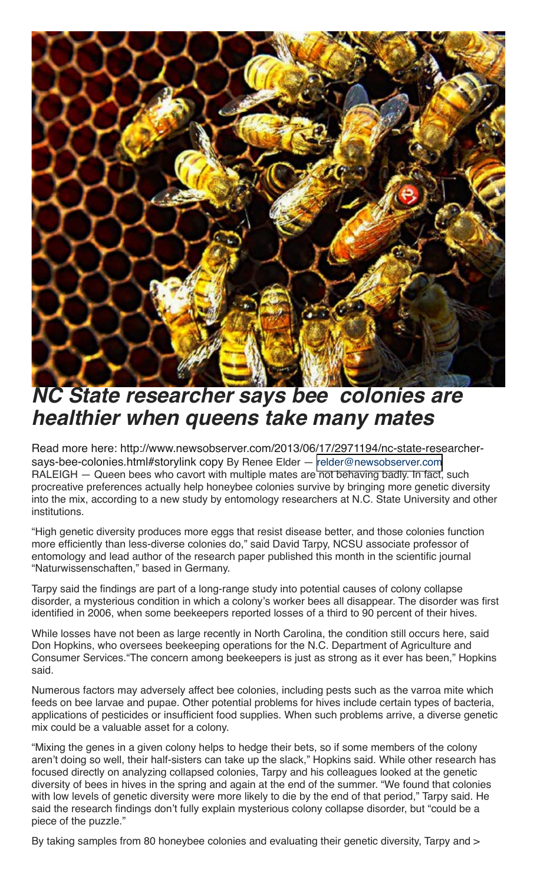# *NC State researcher says bee colonies are healthier when queens take many mates*

Read more here: http://www.newsobserver.com/2013/06/17/2971194/nc-state-researcher-says-bee-colonies.html#storylink copy By Renee Elder — relder@newsobserver.com

RALEIGH — Queen bees who cavort with multiple mates are not behaving badly. In fact, such procreative preferences actually help honeybee colonies survive by bringing more genetic diversity into the mix, according to a new study by entomology researchers at N.C. State University and other institutions.

"High genetic diversity produces more eggs that resist disease better, and those colonies function more efficiently than less-diverse colonies do," said David Tarpy, NCSU associate professor of entomology and lead author of the research paper published this month in the scientific journal "Naturwissenschaften," based in Germany.

Tarpy said the findings are part of a long-range study into potential causes of colony collapse disorder, a mysterious condition in which a colony's worker bees all disappear. The disorder was first identified in 2006, when some beekeepers reported losses of a third to 90 percent of their hives.

While losses have not been as large recently in North Carolina, the condition still occurs here, said Don Hopkins, who oversees beekeeping operations for the N.C. Department of Agriculture and Consumer Services."The concern among beekeepers is just as strong as it ever has been," Hopkins said.

Numerous factors may adversely affect bee colonies, including pests such as the varroa mite which feeds on bee larvae and pupae. Other potential problems for hives include certain types of bacteria, applications of pesticides or insufficient food supplies. When such problems arrive, a diverse genetic mix could be a valuable asset for a colony.

"Mixing the genes in a given colony helps to hedge their bets, so if some members of the colony aren't doing so well, their half-sisters can take up the slack," Hopkins said. While other research has focused directly on analyzing collapsed colonies, Tarpy and his colleagues looked at the genetic diversity of bees in hives in the spring and again at the end of the summer. "We found that colonies with low levels of genetic diversity were more likely to die by the end of that period," Tarpy said. He said the research findings don't fully explain mysterious colony collapse disorder, but "could be a piece of the puzzle."

By taking samples from 80 honeybee colonies and evaluating their genetic diversity, Tarpy and >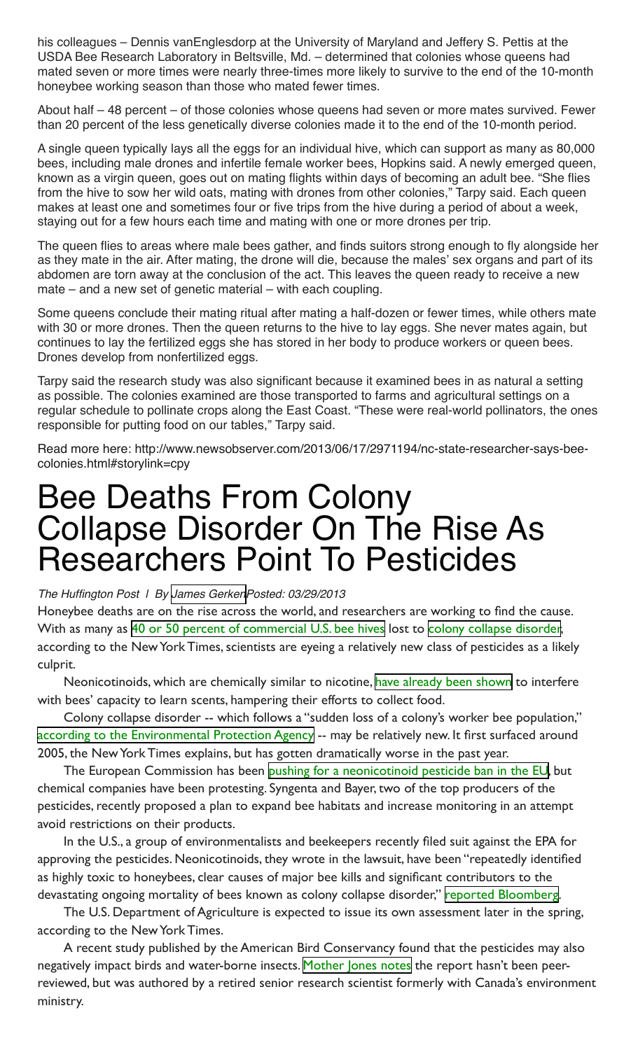his colleagues – Dennis vanEnglesdorp at the University of Maryland and Jeffery S. Pettis at the USDA Bee Research Laboratory in Beltsville, Md. – determined that colonies whose queens had mated seven or more times were nearly three-times more likely to survive to the end of the 10-month honeybee working season than those who mated fewer times.

About half – 48 percent – of those colonies whose queens had seven or more mates survived. Fewer than 20 percent of the less genetically diverse colonies made it to the end of the 10-month period.

A single queen typically lays all the eggs for an individual hive, which can support as many as 80,000 bees, including male drones and infertile female worker bees, Hopkins said. A newly emerged queen, known as a virgin queen, goes out on mating flights within days of becoming an adult bee. "She flies from the hive to sow her wild oats, mating with drones from other colonies," Tarpy said. Each queen makes at least one and sometimes four or five trips from the hive during a period of about a week, staying out for a few hours each time and mating with one or more drones per trip.

The queen flies to areas where male bees gather, and finds suitors strong enough to fly alongside her as they mate in the air. After mating, the drone will die, because the males' sex organs and part of its abdomen are torn away at the conclusion of the act. This leaves the queen ready to receive a new mate – and a new set of genetic material – with each coupling.

Some queens conclude their mating ritual after mating a half-dozen or fewer times, while others mate with 30 or more drones. Then the queen returns to the hive to lay eggs. She never mates again, but continues to lay the fertilized eggs she has stored in her body to produce workers or queen bees. Drones develop from nonfertilized eggs.

Tarpy said the research study was also significant because it examined bees in as natural a setting as possible. The colonies examined are those transported to farms and agricultural settings on a regular schedule to pollinate crops along the East Coast. "These were real-world pollinators, the ones responsible for putting food on our tables," Tarpy said.

Read more here: http://www.newsobserver.com/2013/06/17/2971194/nc-state-researcher-says-bee-colonies.html#storylink=cpy

# Bee Deaths From Colony Collapse Disorder On The Rise As Researchers Point To Pesticides

*The Huffington Post | By James Gerken Posted: 03/29/2013*

Honeybee deaths are on the rise across the world, and researchers are working to find the cause. With as many as 40 or 50 percent of commercial U.S. bee hives lost to colony collapse disorder, according to the New York Times, scientists are eyeing a relatively new class of pesticides as a likely culprit.

Neonicotinoids, which are chemically similar to nicotine, have already been shown to interfere with bees' capacity to learn scents, hampering their efforts to collect food.

Colony collapse disorder -- which follows a "sudden loss of a colony's worker bee population," according to the Environmental Protection Agency -- may be relatively new. It first surfaced around 2005, the New York Times explains, but has gotten dramatically worse in the past year.

The European Commission has been pushing for a neonicotinoid pesticide ban in the EU, but chemical companies have been protesting. Syngenta and Bayer, two of the top producers of the pesticides, recently proposed a plan to expand bee habitats and increase monitoring in an attempt avoid restrictions on their products.

In the U.S., a group of environmentalists and beekeepers recently filed suit against the EPA for approving the pesticides. Neonicotinoids, they wrote in the lawsuit, have been "repeatedly identified as highly toxic to honeybees, clear causes of major bee kills and significant contributors to the devastating ongoing mortality of bees known as colony collapse disorder," reported Bloomberg.

The U.S. Department of Agriculture is expected to issue its own assessment later in the spring, according to the New York Times.

A recent study published by the American Bird Conservancy found that the pesticides may also negatively impact birds and water-borne insects. Mother Jones notes the report hasn't been peer-reviewed, but was authored by a retired senior research scientist formerly with Canada's environment ministry.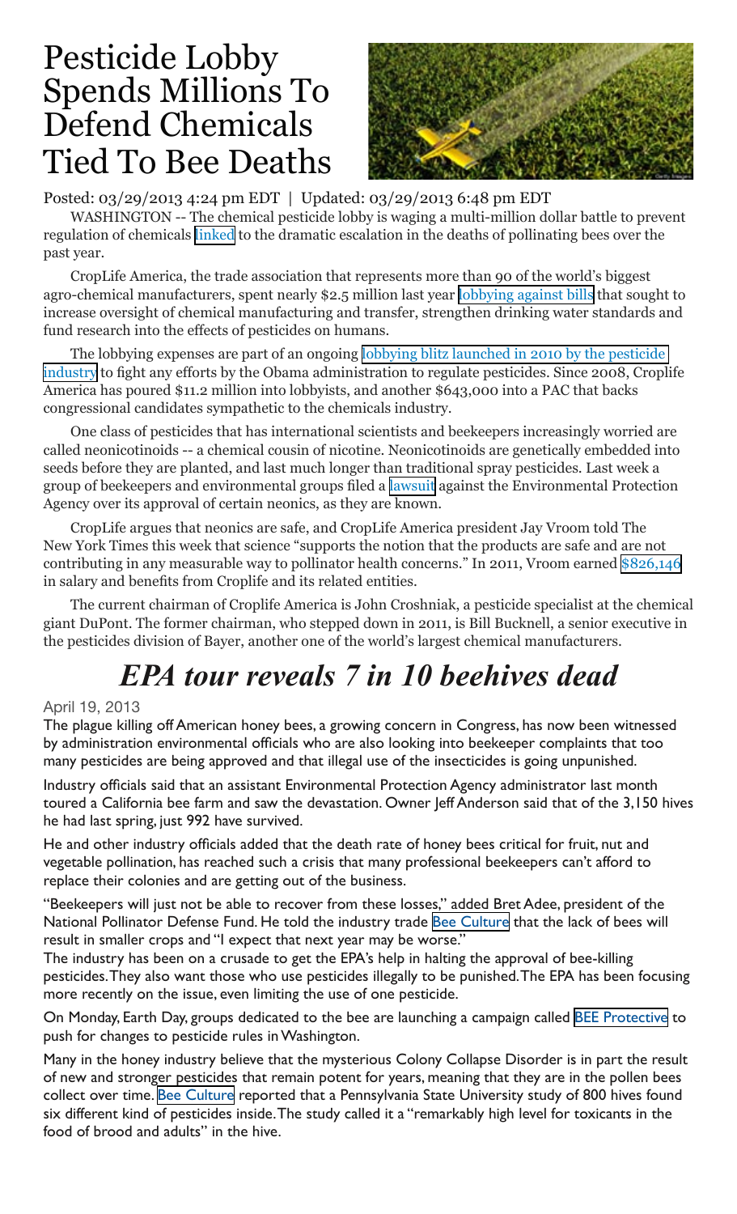# Pesticide Lobby Spends Millions To Defend Chemicals Tied To Bee Deaths

Posted: 03/29/2013 4:24 pm EDT | Updated: 03/29/2013 6:48 pm EDT

WASHINGTON -- The chemical pesticide lobby is waging a multi-million dollar battle to prevent regulation of chemicals linked to the dramatic escalation in the deaths of pollinating bees over the past year.

CropLife America, the trade association that represents more than 90 of the world's biggest agro-chemical manufacturers, spent nearly $2.5 million last year lobbying against bills that sought to increase oversight of chemical manufacturing and transfer, strengthen drinking water standards and fund research into the effects of pesticides on humans.

The lobbying expenses are part of an ongoing lobbying blitz launched in 2010 by the pesticide industry to fight any efforts by the Obama administration to regulate pesticides. Since 2008, Croplife America has poured $11.2 million into lobbyists, and another $643,000 into a PAC that backs congressional candidates sympathetic to the chemicals industry.

One class of pesticides that has international scientists and beekeepers increasingly worried are called neonicotinoids -- a chemical cousin of nicotine. Neonicotinoids are genetically embedded into seeds before they are planted, and last much longer than traditional spray pesticides. Last week a group of beekeepers and environmental groups filed a lawsuit against the Environmental Protection Agency over its approval of certain neonics, as they are known.

CropLife argues that neonics are safe, and CropLife America president Jay Vroom told The New York Times this week that science "supports the notion that the products are safe and are not contributing in any measurable way to pollinator health concerns." In 2011, Vroom earned $826,146 in salary and benefits from Croplife and its related entities.

The current chairman of Croplife America is John Croshniak, a pesticide specialist at the chemical giant DuPont. The former chairman, who stepped down in 2011, is Bill Bucknell, a senior executive in the pesticides division of Bayer, another one of the world's largest chemical manufacturers.

# *EPA tour reveals 7 in 10 beehives dead*

April 19, 2013

The plague killing off American honey bees, a growing concern in Congress, has now been witnessed by administration environmental officials who are also looking into beekeeper complaints that too many pesticides are being approved and that illegal use of the insecticides is going unpunished.

Industry officials said that an assistant Environmental Protection Agency administrator last month toured a California bee farm and saw the devastation. Owner Jeff Anderson said that of the 3,150 hives he had last spring, just 992 have survived.

He and other industry officials added that the death rate of honey bees critical for fruit, nut and vegetable pollination, has reached such a crisis that many professional beekeepers can't afford to replace their colonies and are getting out of the business.

"Beekeepers will just not be able to recover from these losses," added Bret Adee, president of the National Pollinator Defense Fund. He told the industry trade Bee Culture that the lack of bees will result in smaller crops and "I expect that next year may be worse."

The industry has been on a crusade to get the EPA's help in halting the approval of bee-killing pesticides. They also want those who use pesticides illegally to be punished. The EPA has been focusing more recently on the issue, even limiting the use of one pesticide.

On Monday, Earth Day, groups dedicated to the bee are launching a campaign called BEE Protective to push for changes to pesticide rules in Washington.

Many in the honey industry believe that the mysterious Colony Collapse Disorder is in part the result of new and stronger pesticides that remain potent for years, meaning that they are in the pollen bees collect over time. Bee Culture reported that a Pennsylvania State University study of 800 hives found six different kind of pesticides inside. The study called it a "remarkably high level for toxicants in the food of brood and adults" in the hive.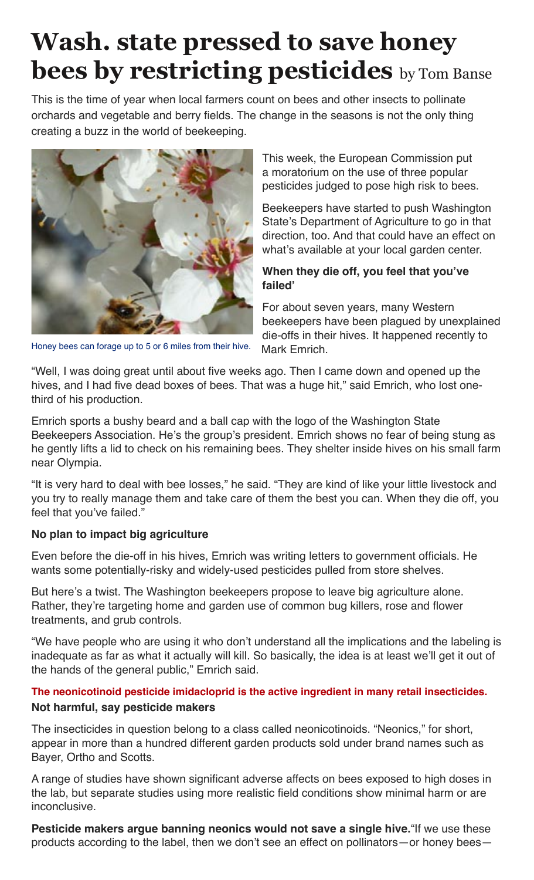# Wash. state pressed to save honey bees by restricting pesticides by Tom Banse

This is the time of year when local farmers count on bees and other insects to pollinate orchards and vegetable and berry fields. The change in the seasons is not the only thing creating a buzz in the world of beekeeping.

Honey bees can forage up to 5 or 6 miles from their hive.

This week, the European Commission put a moratorium on the use of three popular pesticides judged to pose high risk to bees.

Beekeepers have started to push Washington State's Department of Agriculture to go in that direction, too. And that could have an effect on what's available at your local garden center.

**When they die off, you feel that you've failed'**

For about seven years, many Western beekeepers have been plagued by unexplained die-offs in their hives. It happened recently to Mark Emrich.

"Well, I was doing great until about five weeks ago. Then I came down and opened up the hives, and I had five dead boxes of bees. That was a huge hit," said Emrich, who lost one-third of his production.

Emrich sports a bushy beard and a ball cap with the logo of the Washington State Beekeepers Association. He's the group's president. Emrich shows no fear of being stung as he gently lifts a lid to check on his remaining bees. They shelter inside hives on his small farm near Olympia.

"It is very hard to deal with bee losses," he said. "They are kind of like your little livestock and you try to really manage them and take care of them the best you can. When they die off, you feel that you've failed."

**No plan to impact big agriculture**

Even before the die-off in his hives, Emrich was writing letters to government officials. He wants some potentially-risky and widely-used pesticides pulled from store shelves.

But here's a twist. The Washington beekeepers propose to leave big agriculture alone. Rather, they're targeting home and garden use of common bug killers, rose and flower treatments, and grub controls.

"We have people who are using it who don't understand all the implications and the labeling is inadequate as far as what it actually will kill. So basically, the idea is at least we'll get it out of the hands of the general public," Emrich said.

**The neonicotinoid pesticide imidacloprid is the active ingredient in many retail insecticides.**

**Not harmful, say pesticide makers**

The insecticides in question belong to a class called neonicotinoids. "Neonics," for short, appear in more than a hundred different garden products sold under brand names such as Bayer, Ortho and Scotts.

A range of studies have shown significant adverse affects on bees exposed to high doses in the lab, but separate studies using more realistic field conditions show minimal harm or are inconclusive.

**Pesticide makers argue banning neonics would not save a single hive.** "If we use these products according to the label, then we don't see an effect on pollinators—or honey bees—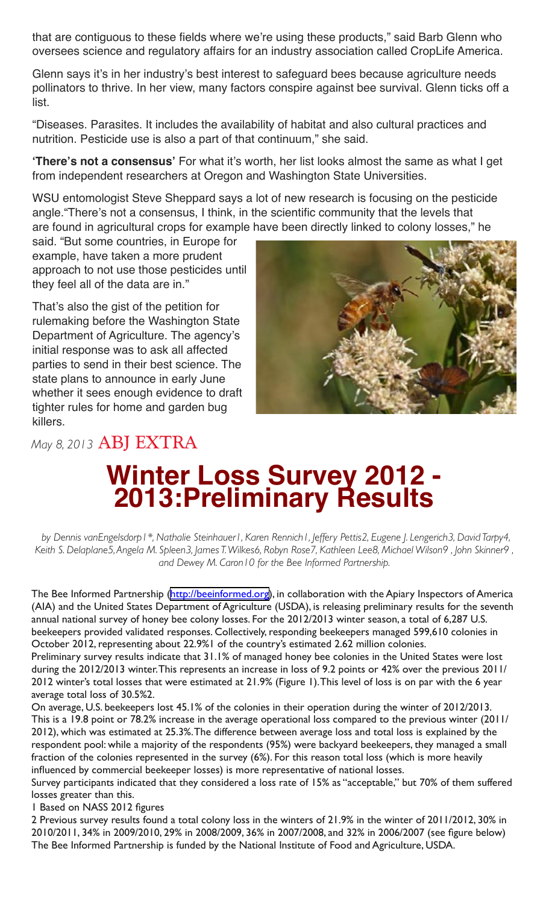that are contiguous to these fields where we're using these products," said Barb Glenn who oversees science and regulatory affairs for an industry association called CropLife America.

Glenn says it's in her industry's best interest to safeguard bees because agriculture needs pollinators to thrive. In her view, many factors conspire against bee survival. Glenn ticks off a list.

"Diseases. Parasites. It includes the availability of habitat and also cultural practices and nutrition. Pesticide use is also a part of that continuum," she said.

**'There's not a consensus'** For what it's worth, her list looks almost the same as what I get from independent researchers at Oregon and Washington State Universities.

WSU entomologist Steve Sheppard says a lot of new research is focusing on the pesticide angle."There's not a consensus, I think, in the scientific community that the levels that are found in agricultural crops for example have been directly linked to colony losses," he said. "But some countries, in Europe for example, have taken a more prudent approach to not use those pesticides until they feel all of the data are in."

That's also the gist of the petition for rulemaking before the Washington State Department of Agriculture. The agency's initial response was to ask all affected parties to send in their best science. The state plans to announce in early June whether it sees enough evidence to draft tighter rules for home and garden bug killers.

*May 8, 2013* ABJ EXTRA

# Winter Loss Survey 2012 - 2013:Preliminary Results

*by Dennis vanEngelsdorp1\*, Nathalie Steinhauer1, Karen Rennich1, Jeffery Pettis2, Eugene J. Lengerich3, David Tarpy4, Keith S. Delaplane5, Angela M. Spleen3, James T. Wilkes6, Robyn Rose7, Kathleen Lee8, Michael Wilson9 , John Skinner9 , and Dewey M. Caron10 for the Bee Informed Partnership.*

The Bee Informed Partnership (http://beeinformed.org), in collaboration with the Apiary Inspectors of America (AIA) and the United States Department of Agriculture (USDA), is releasing preliminary results for the seventh annual national survey of honey bee colony losses. For the 2012/2013 winter season, a total of 6,287 U.S. beekeepers provided validated responses. Collectively, responding beekeepers managed 599,610 colonies in October 2012, representing about 22.9%[1] of the country's estimated 2.62 million colonies.

Preliminary survey results indicate that 31.1% of managed honey bee colonies in the United States were lost during the 2012/2013 winter. This represents an increase in loss of 9.2 points or 42% over the previous 2011/2012 winter's total losses that were estimated at 21.9% (Figure 1). This level of loss is on par with the 6 year average total loss of 30.5%[2].

On average, U.S. beekeepers lost 45.1% of the colonies in their operation during the winter of 2012/2013. This is a 19.8 point or 78.2% increase in the average operational loss compared to the previous winter (2011/2012), which was estimated at 25.3%. The difference between average loss and total loss is explained by the respondent pool: while a majority of the respondents (95%) were backyard beekeepers, they managed a small fraction of the colonies represented in the survey (6%). For this reason total loss (which is more heavily influenced by commercial beekeeper losses) is more representative of national losses.

Survey participants indicated that they considered a loss rate of 15% as "acceptable," but 70% of them suffered losses greater than this.

1 Based on NASS 2012 figures

2 Previous survey results found a total colony loss in the winters of 21.9% in the winter of 2011/2012, 30% in 2010/2011, 34% in 2009/2010, 29% in 2008/2009, 36% in 2007/2008, and 32% in 2006/2007 (see figure below)

The Bee Informed Partnership is funded by the National Institute of Food and Agriculture, USDA.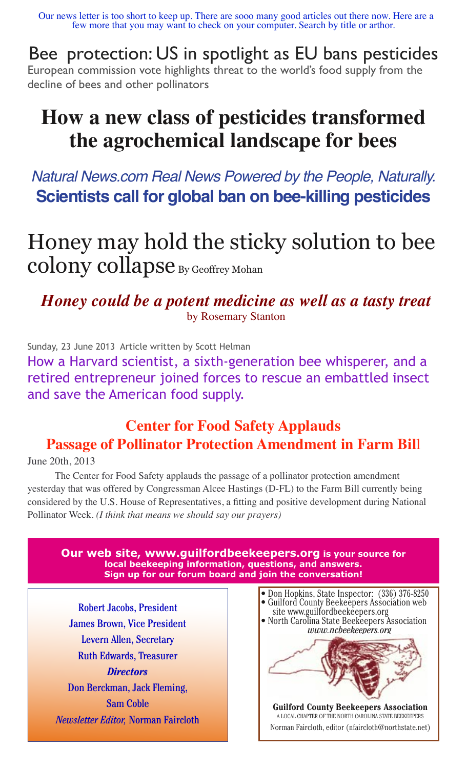Our news letter is too short to keep up. There are sooo many good articles out there now. Here are a few more that you may want to check on your computer. Search by title or arthor.

## Bee protection: US in spotlight as EU bans pesticides

European commission vote highlights threat to the world's food supply from the decline of bees and other pollinators

# How a new class of pesticides transformed the agrochemical landscape for bees

*Natural News.com Real News Powered by the People, Naturally.*

**Scientists call for global ban on bee-killing pesticides**

## Honey may hold the sticky solution to bee colony collapse By Geoffrey Mohan

***Honey could be a potent medicine as well as a tasty treat***
by Rosemary Stanton

Sunday, 23 June 2013 Article written by Scott Helman

How a Harvard scientist, a sixth-generation bee whisperer, and a retired entrepreneur joined forces to rescue an embattled insect and save the American food supply.

## Center for Food Safety Applauds Passage of Pollinator Protection Amendment in Farm Bill

June 20th, 2013

The Center for Food Safety applauds the passage of a pollinator protection amendment yesterday that was offered by Congressman Alcee Hastings (D-FL) to the Farm Bill currently being considered by the U.S. House of Representatives, a fitting and positive development during National Pollinator Week. *(I think that means we should say our prayers)*

**Our web site, www.guilfordbeekeepers.org is your source for local beekeeping information, questions, and answers. Sign up for our forum board and join the conversation!**

Robert Jacobs, President
James Brown, Vice President
Levern Allen, Secretary
Ruth Edwards, Treasurer
***Directors***
Don Berckman, Jack Fleming, Sam Coble
*Newsletter Editor,* Norman Faircloth

- Don Hopkins, State Inspector: (336) 376-8250
- Guilford County Beekeepers Association web site www.guilfordbeekeepers.org
- North Carolina State Beekeepers Association *www.ncbeekeepers.org*

**Guilford County Beekeepers Association**
A LOCAL CHAPTER OF THE NORTH CAROLINA STATE BEEKEEPERS
Norman Faircloth, editor (nfaircloth@northstate.net)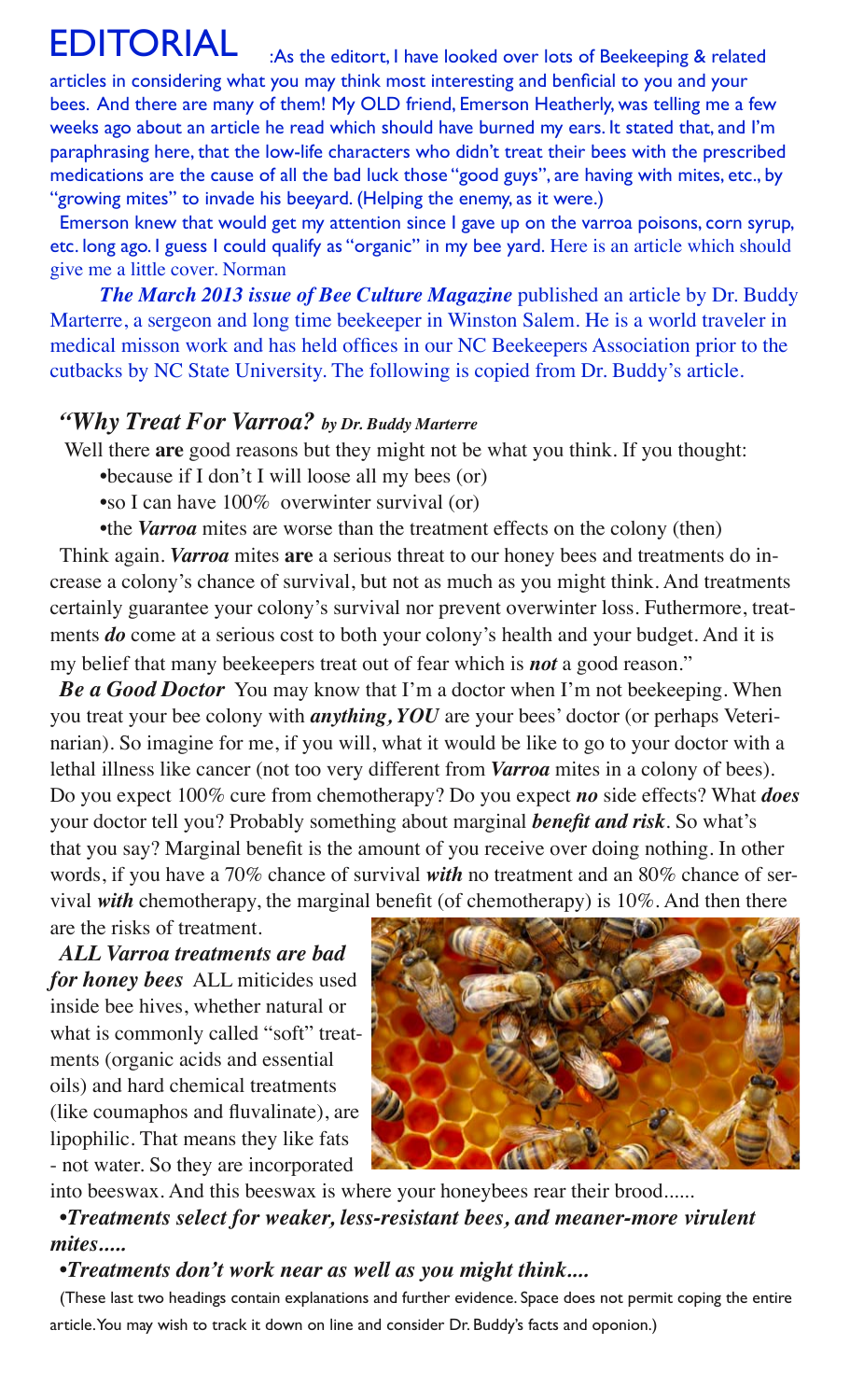# EDITORIAL

:As the editort, I have looked over lots of Beekeeping & related articles in considering what you may think most interesting and benficial to you and your bees. And there are many of them! My OLD friend, Emerson Heatherly, was telling me a few weeks ago about an article he read which should have burned my ears. It stated that, and I'm paraphrasing here, that the low-life characters who didn't treat their bees with the prescribed medications are the cause of all the bad luck those "good guys", are having with mites, etc., by "growing mites" to invade his beeyard. (Helping the enemy, as it were.)

Emerson knew that would get my attention since I gave up on the varroa poisons, corn syrup, etc. long ago. I guess I could qualify as "organic" in my bee yard. Here is an article which should give me a little cover. Norman

***The March 2013 issue of Bee Culture Magazine*** published an article by Dr. Buddy Marterre, a sergeon and long time beekeeper in Winston Salem. He is a world traveler in medical misson work and has held offices in our NC Beekeepers Association prior to the cutbacks by NC State University. The following is copied from Dr. Buddy's article.

## *"Why Treat For Varroa? by Dr. Buddy Marterre*

Well there **are** good reasons but they might not be what you think. If you thought:

- because if I don't I will loose all my bees (or)
- so I can have 100% overwinter survival (or)
- the ***Varroa*** mites are worse than the treatment effects on the colony (then)

Think again. ***Varroa*** mites **are** a serious threat to our honey bees and treatments do increase a colony's chance of survival, but not as much as you might think. And treatments certainly guarantee your colony's survival nor prevent overwinter loss. Futhermore, treatments ***do*** come at a serious cost to both your colony's health and your budget. And it is my belief that many beekeepers treat out of fear which is ***not*** a good reason."

***Be a Good Doctor*** You may know that I'm a doctor when I'm not beekeeping. When you treat your bee colony with ***anything, YOU*** are your bees' doctor (or perhaps Veterinarian). So imagine for me, if you will, what it would be like to go to your doctor with a lethal illness like cancer (not too very different from ***Varroa*** mites in a colony of bees). Do you expect 100% cure from chemotherapy? Do you expect ***no*** side effects? What ***does*** your doctor tell you? Probably something about marginal ***benefit and risk***. So what's that you say? Marginal benefit is the amount of you receive over doing nothing. In other words, if you have a 70% chance of survival ***with*** no treatment and an 80% chance of servival ***with*** chemotherapy, the marginal benefit (of chemotherapy) is 10%. And then there are the risks of treatment.

***ALL Varroa treatments are bad for honey bees*** ALL miticides used inside bee hives, whether natural or what is commonly called "soft" treatments (organic acids and essential oils) and hard chemical treatments (like coumaphos and fluvalinate), are lipophilic. That means they like fats - not water. So they are incorporated into beeswax. And this beeswax is where your honeybees rear their brood......

***•Treatments select for weaker, less-resistant bees, and meaner-more virulent mites.....***

***•Treatments don't work near as well as you might think....***

(These last two headings contain explanations and further evidence. Space does not permit coping the entire article. You may wish to track it down on line and consider Dr. Buddy's facts and oponion.)